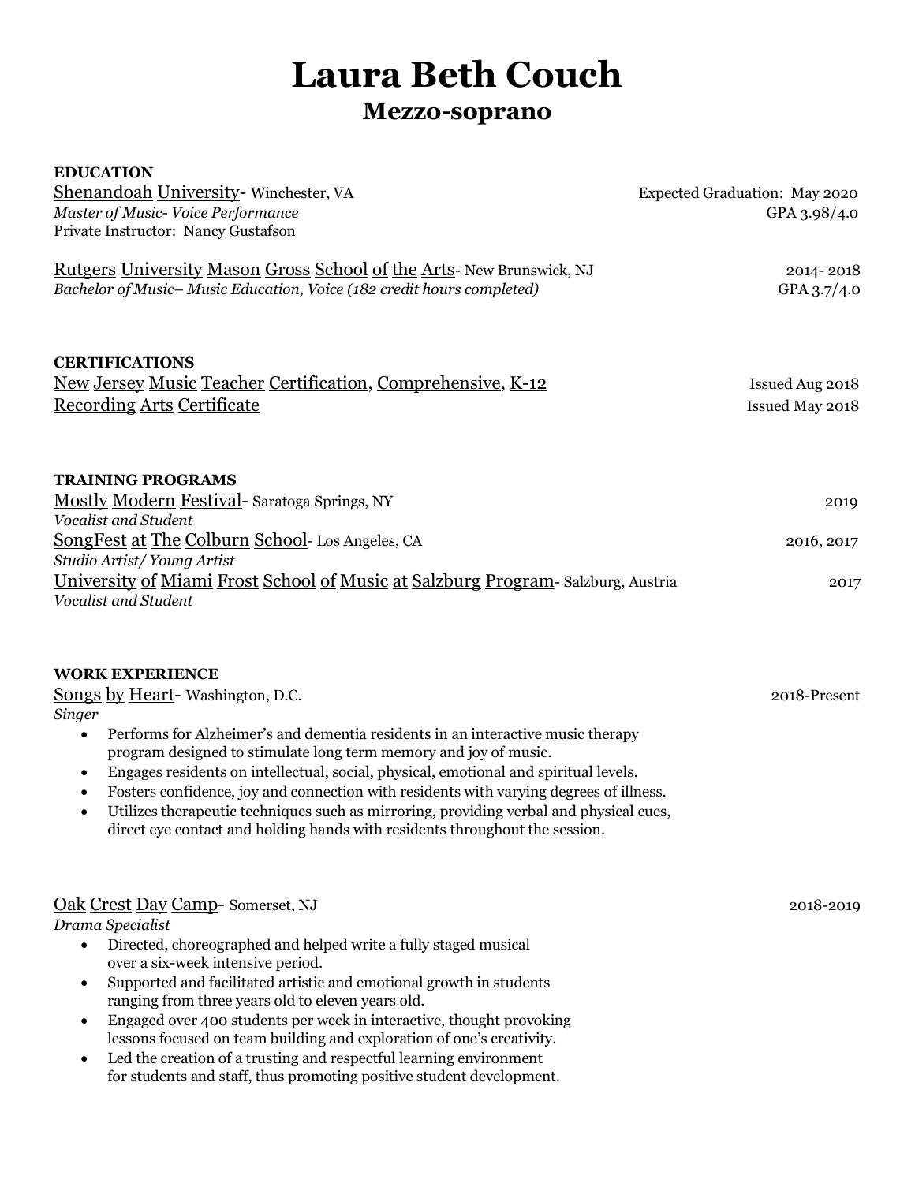# Laura Beth Couch

## Mezzo-soprano

### EDUCATION

Shenandoah University- Winchester, VA — Expected Graduation: May 2020
*Master of Music- Voice Performance* — GPA 3.98/4.0
Private Instructor: Nancy Gustafson

Rutgers University Mason Gross School of the Arts- New Brunswick, NJ — 2014- 2018
*Bachelor of Music– Music Education, Voice (182 credit hours completed)* — GPA 3.7/4.0

### CERTIFICATIONS

New Jersey Music Teacher Certification, Comprehensive, K-12 — Issued Aug 2018
Recording Arts Certificate — Issued May 2018

### TRAINING PROGRAMS

Mostly Modern Festival- Saratoga Springs, NY — 2019
*Vocalist and Student*

SongFest at The Colburn School- Los Angeles, CA — 2016, 2017
*Studio Artist/ Young Artist*

University of Miami Frost School of Music at Salzburg Program- Salzburg, Austria — 2017
*Vocalist and Student*

### WORK EXPERIENCE

Songs by Heart- Washington, D.C. — 2018-Present
*Singer*

- Performs for Alzheimer's and dementia residents in an interactive music therapy program designed to stimulate long term memory and joy of music.
- Engages residents on intellectual, social, physical, emotional and spiritual levels.
- Fosters confidence, joy and connection with residents with varying degrees of illness.
- Utilizes therapeutic techniques such as mirroring, providing verbal and physical cues, direct eye contact and holding hands with residents throughout the session.

Oak Crest Day Camp- Somerset, NJ — 2018-2019
*Drama Specialist*

- Directed, choreographed and helped write a fully staged musical over a six-week intensive period.
- Supported and facilitated artistic and emotional growth in students ranging from three years old to eleven years old.
- Engaged over 400 students per week in interactive, thought provoking lessons focused on team building and exploration of one's creativity.
- Led the creation of a trusting and respectful learning environment for students and staff, thus promoting positive student development.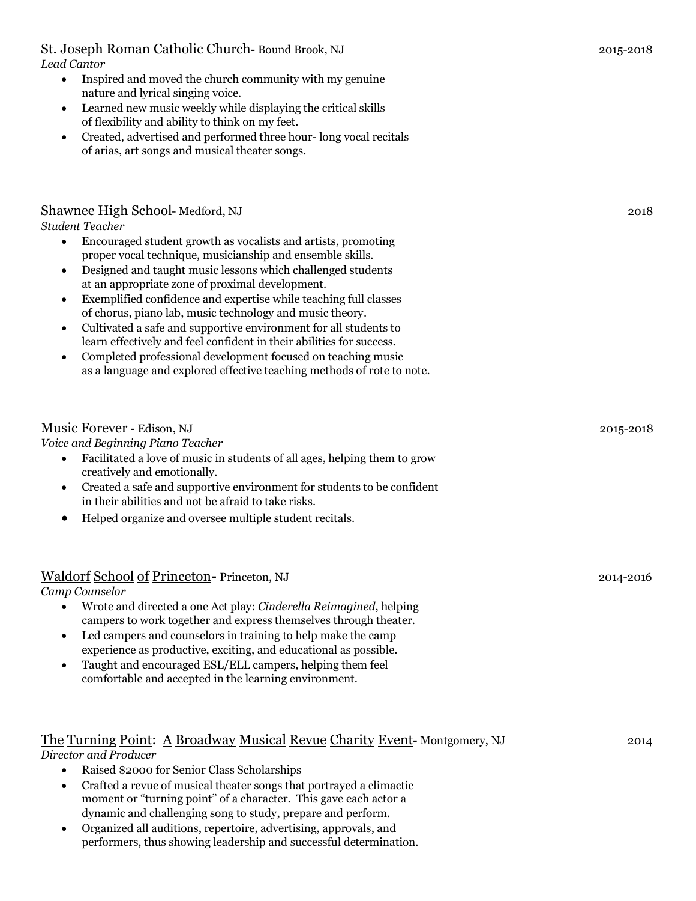St. Joseph Roman Catholic Church- Bound Brook, NJ 2015-2018

*Lead Cantor*

- Inspired and moved the church community with my genuine nature and lyrical singing voice.
- Learned new music weekly while displaying the critical skills of flexibility and ability to think on my feet.
- Created, advertised and performed three hour- long vocal recitals of arias, art songs and musical theater songs.

Shawnee High School- Medford, NJ 2018

*Student Teacher*

- Encouraged student growth as vocalists and artists, promoting proper vocal technique, musicianship and ensemble skills.
- Designed and taught music lessons which challenged students at an appropriate zone of proximal development.
- Exemplified confidence and expertise while teaching full classes of chorus, piano lab, music technology and music theory.
- Cultivated a safe and supportive environment for all students to learn effectively and feel confident in their abilities for success.
- Completed professional development focused on teaching music as a language and explored effective teaching methods of rote to note.

Music Forever - Edison, NJ 2015-2018

*Voice and Beginning Piano Teacher*

- Facilitated a love of music in students of all ages, helping them to grow creatively and emotionally.
- Created a safe and supportive environment for students to be confident in their abilities and not be afraid to take risks.
- Helped organize and oversee multiple student recitals.

Waldorf School of Princeton- Princeton, NJ 2014-2016

*Camp Counselor*

- Wrote and directed a one Act play: *Cinderella Reimagined*, helping campers to work together and express themselves through theater.
- Led campers and counselors in training to help make the camp experience as productive, exciting, and educational as possible.
- Taught and encouraged ESL/ELL campers, helping them feel comfortable and accepted in the learning environment.

The Turning Point: A Broadway Musical Revue Charity Event- Montgomery, NJ 2014

*Director and Producer*

- Raised $2000 for Senior Class Scholarships
- Crafted a revue of musical theater songs that portrayed a climactic moment or "turning point" of a character. This gave each actor a dynamic and challenging song to study, prepare and perform.
- Organized all auditions, repertoire, advertising, approvals, and performers, thus showing leadership and successful determination.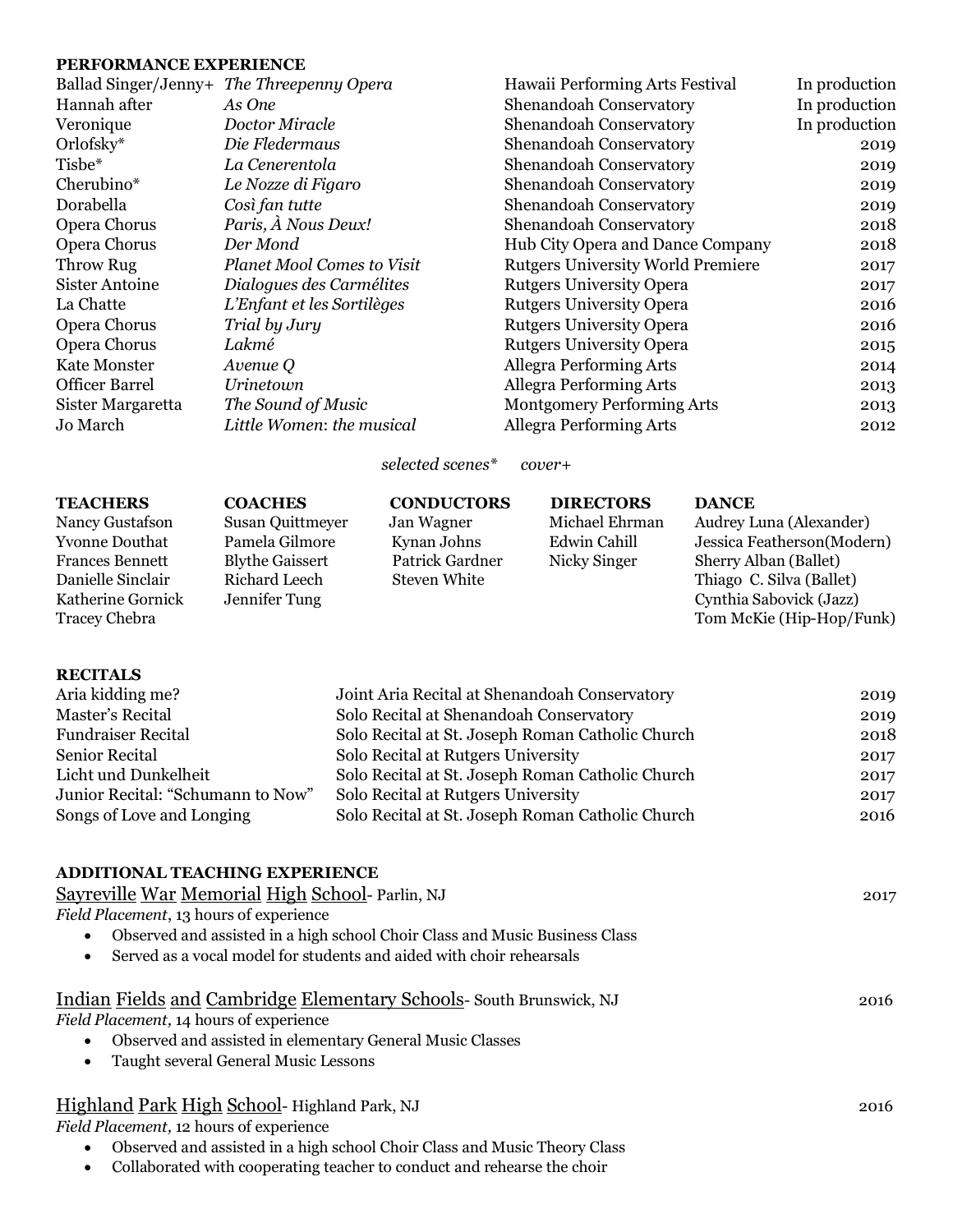**PERFORMANCE EXPERIENCE**

| | | | |
|---|---|---|---|
| Ballad Singer/Jenny+ | *The Threepenny Opera* | Hawaii Performing Arts Festival | In production |
| Hannah after | *As One* | Shenandoah Conservatory | In production |
| Veronique | *Doctor Miracle* | Shenandoah Conservatory | In production |
| Orlofsky* | *Die Fledermaus* | Shenandoah Conservatory | 2019 |
| Tisbe* | *La Cenerentola* | Shenandoah Conservatory | 2019 |
| Cherubino* | *Le Nozze di Figaro* | Shenandoah Conservatory | 2019 |
| Dorabella | *Così fan tutte* | Shenandoah Conservatory | 2019 |
| Opera Chorus | *Paris, À Nous Deux!* | Shenandoah Conservatory | 2018 |
| Opera Chorus | *Der Mond* | Hub City Opera and Dance Company | 2018 |
| Throw Rug | *Planet Mool Comes to Visit* | Rutgers University World Premiere | 2017 |
| Sister Antoine | *Dialogues des Carmélites* | Rutgers University Opera | 2017 |
| La Chatte | *L'Enfant et les Sortilèges* | Rutgers University Opera | 2016 |
| Opera Chorus | *Trial by Jury* | Rutgers University Opera | 2016 |
| Opera Chorus | *Lakmé* | Rutgers University Opera | 2015 |
| Kate Monster | *Avenue Q* | Allegra Performing Arts | 2014 |
| Officer Barrel | *Urinetown* | Allegra Performing Arts | 2013 |
| Sister Margaretta | *The Sound of Music* | Montgomery Performing Arts | 2013 |
| Jo March | *Little Women: the musical* | Allegra Performing Arts | 2012 |

*selected scenes* cover+*

| **TEACHERS** | **COACHES** | **CONDUCTORS** | **DIRECTORS** | **DANCE** |
|---|---|---|---|---|
| Nancy Gustafson | Susan Quittmeyer | Jan Wagner | Michael Ehrman | Audrey Luna (Alexander) |
| Yvonne Douthat | Pamela Gilmore | Kynan Johns | Edwin Cahill | Jessica Featherson(Modern) |
| Frances Bennett | Blythe Gaissert | Patrick Gardner | Nicky Singer | Sherry Alban (Ballet) |
| Danielle Sinclair | Richard Leech | Steven White | | Thiago C. Silva (Ballet) |
| Katherine Gornick | Jennifer Tung | | | Cynthia Sabovick (Jazz) |
| Tracey Chebra | | | | Tom McKie (Hip-Hop/Funk) |

**RECITALS**

| | | |
|---|---|---|
| Aria kidding me? | Joint Aria Recital at Shenandoah Conservatory | 2019 |
| Master's Recital | Solo Recital at Shenandoah Conservatory | 2019 |
| Fundraiser Recital | Solo Recital at St. Joseph Roman Catholic Church | 2018 |
| Senior Recital | Solo Recital at Rutgers University | 2017 |
| Licht und Dunkelheit | Solo Recital at St. Joseph Roman Catholic Church | 2017 |
| Junior Recital: "Schumann to Now" | Solo Recital at Rutgers University | 2017 |
| Songs of Love and Longing | Solo Recital at St. Joseph Roman Catholic Church | 2016 |

**ADDITIONAL TEACHING EXPERIENCE**

Sayreville War Memorial High School- Parlin, NJ — 2017

*Field Placement*, 13 hours of experience

- Observed and assisted in a high school Choir Class and Music Business Class
- Served as a vocal model for students and aided with choir rehearsals

Indian Fields and Cambridge Elementary Schools- South Brunswick, NJ — 2016

*Field Placement,* 14 hours of experience

- Observed and assisted in elementary General Music Classes
- Taught several General Music Lessons

Highland Park High School- Highland Park, NJ — 2016

*Field Placement,* 12 hours of experience

- Observed and assisted in a high school Choir Class and Music Theory Class
- Collaborated with cooperating teacher to conduct and rehearse the choir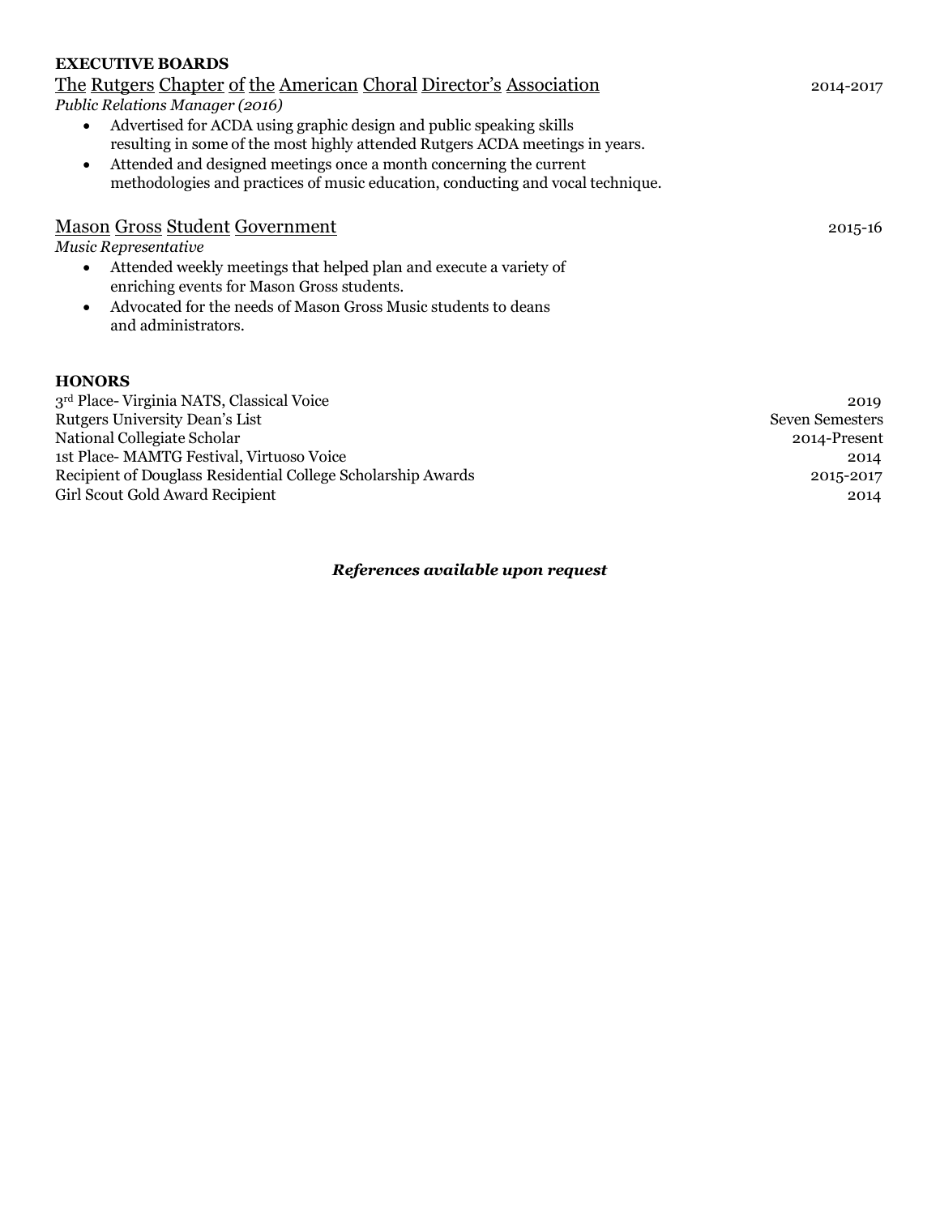## EXECUTIVE BOARDS

### The Rutgers Chapter of the American Choral Director's Association — 2014-2017

*Public Relations Manager (2016)*

- Advertised for ACDA using graphic design and public speaking skills resulting in some of the most highly attended Rutgers ACDA meetings in years.
- Attended and designed meetings once a month concerning the current methodologies and practices of music education, conducting and vocal technique.

### Mason Gross Student Government — 2015-16

*Music Representative*

- Attended weekly meetings that helped plan and execute a variety of enriching events for Mason Gross students.
- Advocated for the needs of Mason Gross Music students to deans and administrators.

## HONORS

| | |
|---|---|
| 3rd Place- Virginia NATS, Classical Voice | 2019 |
| Rutgers University Dean's List | Seven Semesters |
| National Collegiate Scholar | 2014-Present |
| 1st Place- MAMTG Festival, Virtuoso Voice | 2014 |
| Recipient of Douglass Residential College Scholarship Awards | 2015-2017 |
| Girl Scout Gold Award Recipient | 2014 |

***References available upon request***